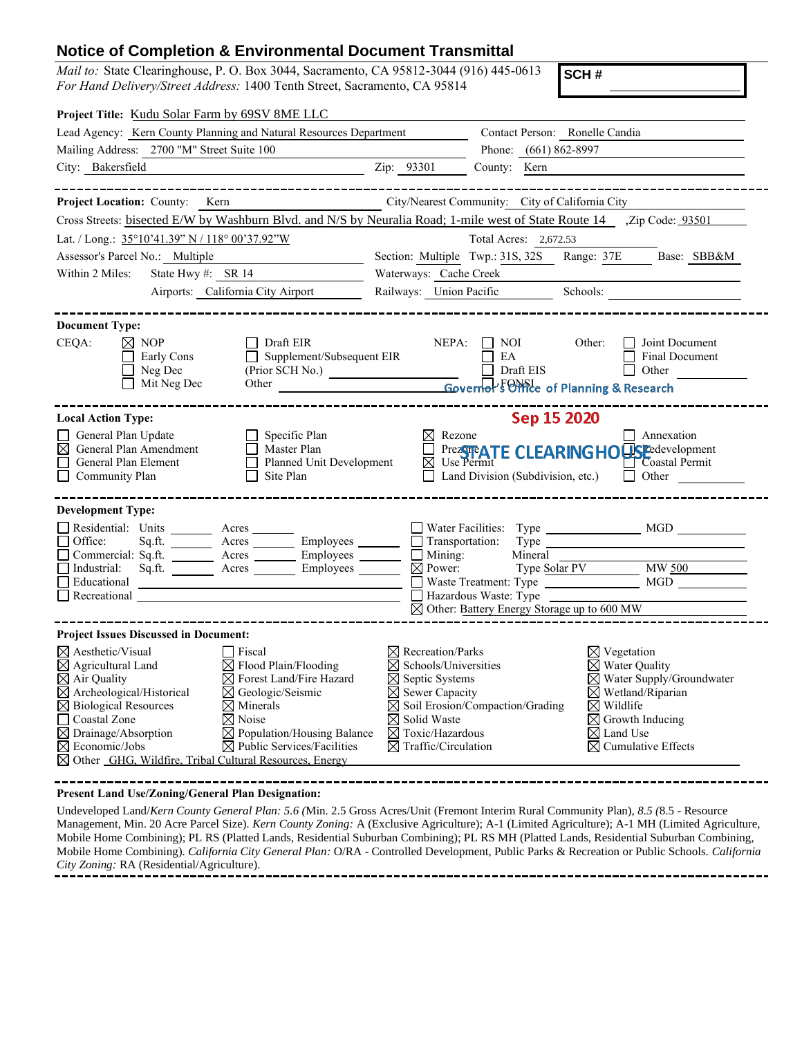# Notice of Completion & Environmental Document Transmittal

*Mail to:* State Clearinghouse, P. O. Box 3044, Sacramento, CA 95812-3044 (916) 445-0613
*For Hand Delivery/Street Address:* 1400 Tenth Street, Sacramento, CA 95814

**SCH #** ____________

**Project Title:** Kudu Solar Farm by 69SV 8ME LLC

Lead Agency: Kern County Planning and Natural Resources Department — Contact Person: Ronelle Candia
Mailing Address: 2700 "M" Street Suite 100 — Phone: (661) 862-8997
City: Bakersfield — Zip: 93301 — County: Kern

---

**Project Location:** County: Kern — City/Nearest Community: City of California City
Cross Streets: bisected E/W by Washburn Blvd. and N/S by Neuralia Road; 1-mile west of State Route 14 — Zip Code: 93501
Lat. / Long.: 35°10'41.39" N / 118° 00'37.92"W — Total Acres: 2,672.53
Assessor's Parcel No.: Multiple — Section: Multiple — Twp.: 31S, 32S — Range: 37E — Base: SBB&M
Within 2 Miles: State Hwy #: SR 14 — Waterways: Cache Creek
Airports: California City Airport — Railways: Union Pacific — Schools: ____________

---

**Document Type:**

CEQA: ☒ NOP ☐ Early Cons ☐ Neg Dec ☐ Mit Neg Dec ☐ Draft EIR ☐ Supplement/Subsequent EIR (Prior SCH No.) ____ Other ____

NEPA: ☐ NOI ☐ EA ☐ Draft EIS ☐ FONSI

Other: ☐ Joint Document ☐ Final Document ☐ Other ____

Governor's Office of Planning & Research
Sep 15 2020
STATE CLEARINGHOUSE

---

**Local Action Type:**

☐ General Plan Update
☒ General Plan Amendment
☐ General Plan Element
☐ Community Plan
☐ Specific Plan
☐ Master Plan
☐ Planned Unit Development
☐ Site Plan
☒ Rezone
☐ Prezone
☒ Use Permit
☐ Land Division (Subdivision, etc.)
☐ Annexation
☐ Redevelopment
☐ Coastal Permit
☐ Other ____

---

**Development Type:**

☐ Residential: Units ____ Acres ____
☐ Office: Sq.ft. ____ Acres ____ Employees ____
☐ Commercial: Sq.ft. ____ Acres ____ Employees ____
☐ Industrial: Sq.ft. ____ Acres ____ Employees ____
☐ Educational ____
☐ Recreational ____
☐ Water Facilities: Type ____ MGD ____
☐ Transportation: Type ____
☐ Mining: Mineral ____
☒ Power: Type Solar PV MW 500
☐ Waste Treatment: Type ____ MGD ____
☐ Hazardous Waste: Type ____
☒ Other: Battery Energy Storage up to 600 MW

---

**Project Issues Discussed in Document:**

☒ Aesthetic/Visual
☒ Agricultural Land
☒ Air Quality
☒ Archeological/Historical
☒ Biological Resources
☐ Coastal Zone
☒ Drainage/Absorption
☒ Economic/Jobs
☐ Fiscal
☒ Flood Plain/Flooding
☒ Forest Land/Fire Hazard
☒ Geologic/Seismic
☒ Minerals
☒ Noise
☒ Population/Housing Balance
☒ Public Services/Facilities
☒ Recreation/Parks
☒ Schools/Universities
☒ Septic Systems
☒ Sewer Capacity
☒ Soil Erosion/Compaction/Grading
☒ Solid Waste
☒ Toxic/Hazardous
☒ Traffic/Circulation
☒ Vegetation
☒ Water Quality
☒ Water Supply/Groundwater
☒ Wetland/Riparian
☒ Wildlife
☒ Growth Inducing
☒ Land Use
☒ Cumulative Effects
☒ Other GHG, Wildfire, Tribal Cultural Resources, Energy

---

**Present Land Use/Zoning/General Plan Designation:**

Undeveloped Land/*Kern County General Plan: 5.6 (*Min. 2.5 Gross Acres/Unit (Fremont Interim Rural Community Plan), *8.5 (*8.5 - Resource Management, Min. 20 Acre Parcel Size). *Kern County Zoning:* A (Exclusive Agriculture); A-1 (Limited Agriculture); A-1 MH (Limited Agriculture, Mobile Home Combining); PL RS (Platted Lands, Residential Suburban Combining); PL RS MH (Platted Lands, Residential Suburban Combining, Mobile Home Combining). *California City General Plan:* O/RA - Controlled Development, Public Parks & Recreation or Public Schools. *California City Zoning:* RA (Residential/Agriculture).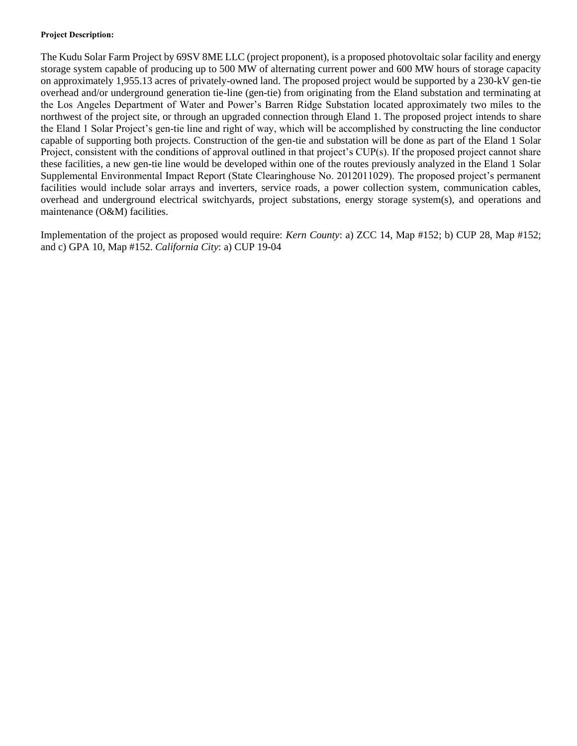**Project Description:**

The Kudu Solar Farm Project by 69SV 8ME LLC (project proponent), is a proposed photovoltaic solar facility and energy storage system capable of producing up to 500 MW of alternating current power and 600 MW hours of storage capacity on approximately 1,955.13 acres of privately-owned land. The proposed project would be supported by a 230-kV gen-tie overhead and/or underground generation tie-line (gen-tie) from originating from the Eland substation and terminating at the Los Angeles Department of Water and Power's Barren Ridge Substation located approximately two miles to the northwest of the project site, or through an upgraded connection through Eland 1. The proposed project intends to share the Eland 1 Solar Project's gen-tie line and right of way, which will be accomplished by constructing the line conductor capable of supporting both projects. Construction of the gen-tie and substation will be done as part of the Eland 1 Solar Project, consistent with the conditions of approval outlined in that project's CUP(s). If the proposed project cannot share these facilities, a new gen-tie line would be developed within one of the routes previously analyzed in the Eland 1 Solar Supplemental Environmental Impact Report (State Clearinghouse No. 2012011029). The proposed project's permanent facilities would include solar arrays and inverters, service roads, a power collection system, communication cables, overhead and underground electrical switchyards, project substations, energy storage system(s), and operations and maintenance (O&M) facilities.

Implementation of the project as proposed would require: *Kern County*: a) ZCC 14, Map #152; b) CUP 28, Map #152; and c) GPA 10, Map #152. *California City*: a) CUP 19-04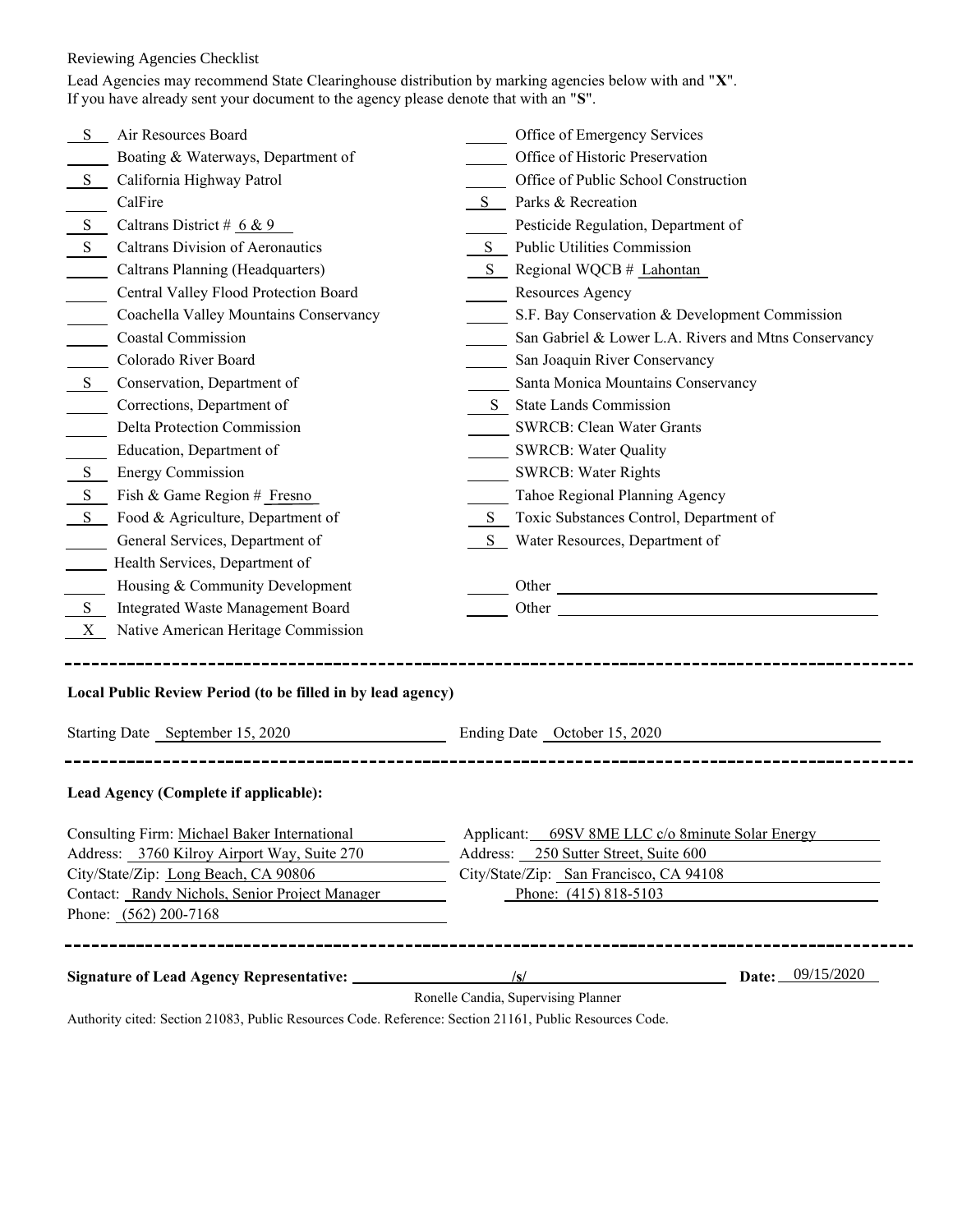Reviewing Agencies Checklist

Lead Agencies may recommend State Clearinghouse distribution by marking agencies below with and "**X**".
If you have already sent your document to the agency please denote that with an "**S**".

| | | | |
|---|---|---|---|
| S | Air Resources Board | | Office of Emergency Services |
| | Boating & Waterways, Department of | | Office of Historic Preservation |
| S | California Highway Patrol | | Office of Public School Construction |
| | CalFire | S | Parks & Recreation |
| S | Caltrans District # 6 & 9 | | Pesticide Regulation, Department of |
| S | Caltrans Division of Aeronautics | S | Public Utilities Commission |
| | Caltrans Planning (Headquarters) | S | Regional WQCB # Lahontan |
| | Central Valley Flood Protection Board | | Resources Agency |
| | Coachella Valley Mountains Conservancy | | S.F. Bay Conservation & Development Commission |
| | Coastal Commission | | San Gabriel & Lower L.A. Rivers and Mtns Conservancy |
| | Colorado River Board | | San Joaquin River Conservancy |
| S | Conservation, Department of | | Santa Monica Mountains Conservancy |
| | Corrections, Department of | S | State Lands Commission |
| | Delta Protection Commission | | SWRCB: Clean Water Grants |
| | Education, Department of | | SWRCB: Water Quality |
| S | Energy Commission | | SWRCB: Water Rights |
| S | Fish & Game Region # Fresno | | Tahoe Regional Planning Agency |
| S | Food & Agriculture, Department of | S | Toxic Substances Control, Department of |
| | General Services, Department of | S | Water Resources, Department of |
| | Health Services, Department of | | |
| | Housing & Community Development | | Other |
| S | Integrated Waste Management Board | | Other |
| X | Native American Heritage Commission | | |

---

**Local Public Review Period (to be filled in by lead agency)**

Starting Date September 15, 2020 Ending Date October 15, 2020

---

**Lead Agency (Complete if applicable):**

Consulting Firm: Michael Baker International
Address: 3760 Kilroy Airport Way, Suite 270
City/State/Zip: Long Beach, CA 90806
Contact: Randy Nichols, Senior Project Manager
Phone: (562) 200-7168

Applicant: 69SV 8ME LLC c/o 8minute Solar Energy
Address: 250 Sutter Street, Suite 600
City/State/Zip: San Francisco, CA 94108
Phone: (415) 818-5103

---

**Signature of Lead Agency Representative:** /s/ **Date:** 09/15/2020

Ronelle Candia, Supervising Planner

Authority cited: Section 21083, Public Resources Code. Reference: Section 21161, Public Resources Code.